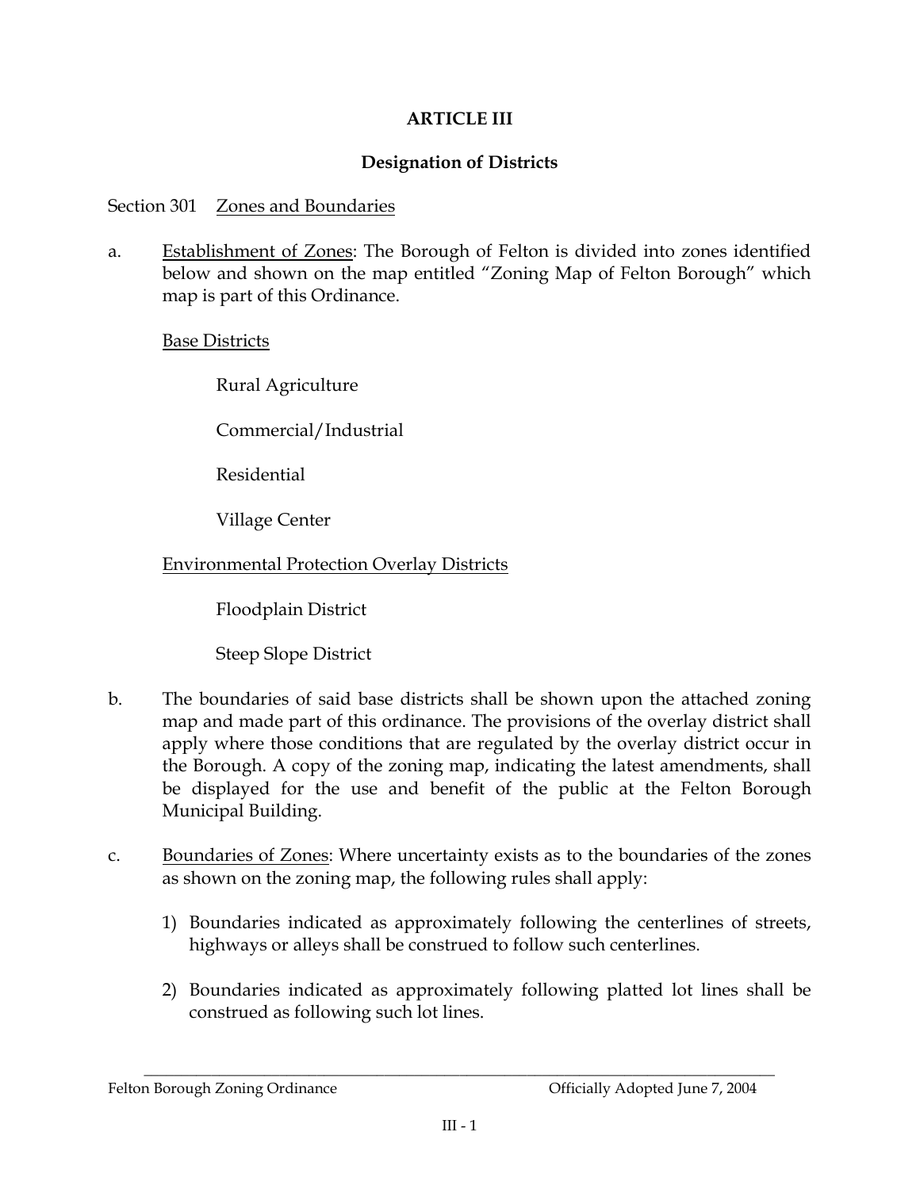# ARTICLE III

## Designation of Districts

### Section 301 Zones and Boundaries

a. Establishment of Zones: The Borough of Felton is divided into zones identified below and shown on the map entitled "Zoning Map of Felton Borough" which map is part of this Ordinance.

Base Districts

- Rural Agriculture
- Commercial/Industrial
- Residential
- Village Center

Environmental Protection Overlay Districts

- Floodplain District
- Steep Slope District

b. The boundaries of said base districts shall be shown upon the attached zoning map and made part of this ordinance. The provisions of the overlay district shall apply where those conditions that are regulated by the overlay district occur in the Borough. A copy of the zoning map, indicating the latest amendments, shall be displayed for the use and benefit of the public at the Felton Borough Municipal Building.

c. Boundaries of Zones: Where uncertainty exists as to the boundaries of the zones as shown on the zoning map, the following rules shall apply:

1) Boundaries indicated as approximately following the centerlines of streets, highways or alleys shall be construed to follow such centerlines.

2) Boundaries indicated as approximately following platted lot lines shall be construed as following such lot lines.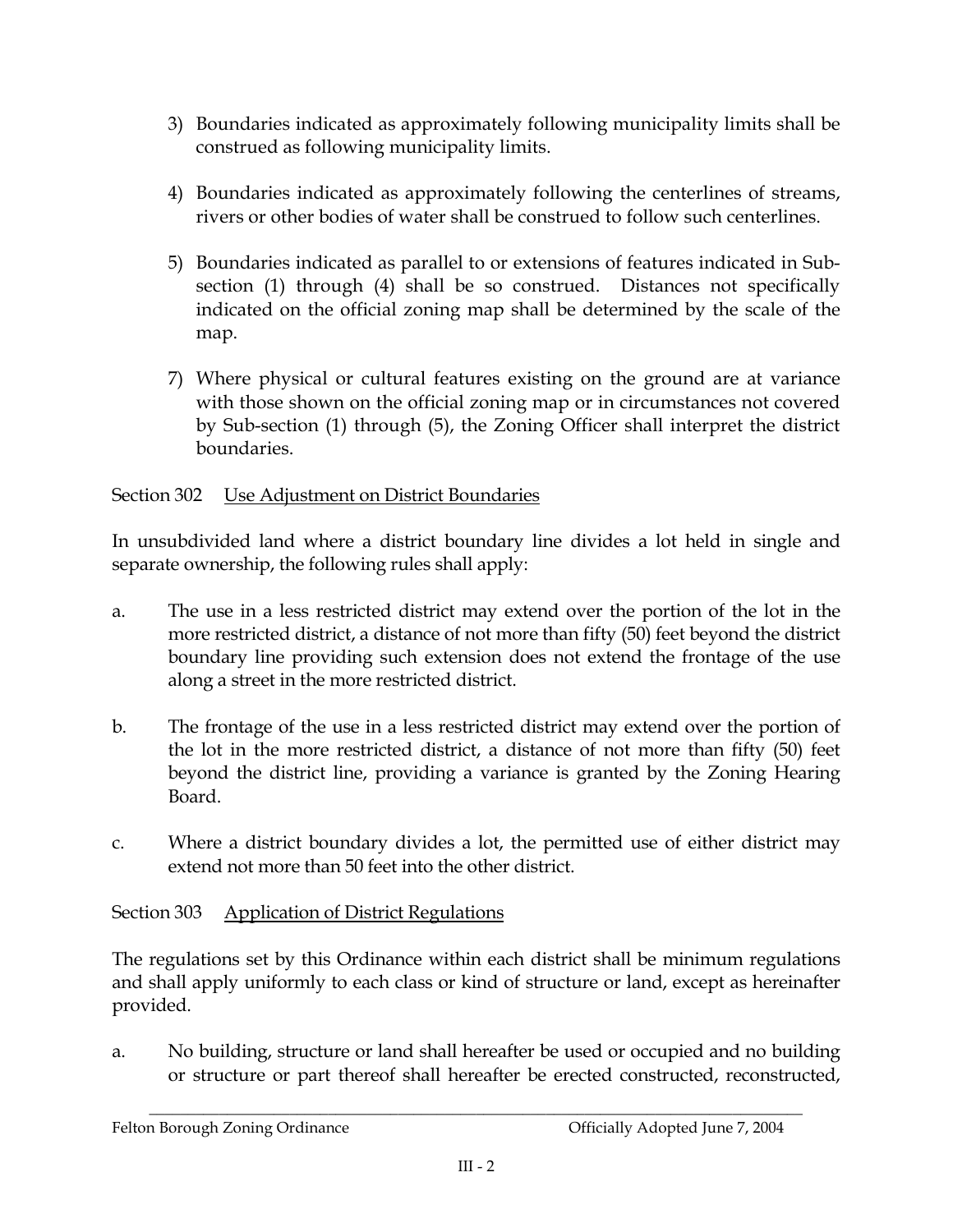3) Boundaries indicated as approximately following municipality limits shall be construed as following municipality limits.

4) Boundaries indicated as approximately following the centerlines of streams, rivers or other bodies of water shall be construed to follow such centerlines.

5) Boundaries indicated as parallel to or extensions of features indicated in Sub-section (1) through (4) shall be so construed. Distances not specifically indicated on the official zoning map shall be determined by the scale of the map.

7) Where physical or cultural features existing on the ground are at variance with those shown on the official zoning map or in circumstances not covered by Sub-section (1) through (5), the Zoning Officer shall interpret the district boundaries.

Section 302 Use Adjustment on District Boundaries

In unsubdivided land where a district boundary line divides a lot held in single and separate ownership, the following rules shall apply:

a. The use in a less restricted district may extend over the portion of the lot in the more restricted district, a distance of not more than fifty (50) feet beyond the district boundary line providing such extension does not extend the frontage of the use along a street in the more restricted district.

b. The frontage of the use in a less restricted district may extend over the portion of the lot in the more restricted district, a distance of not more than fifty (50) feet beyond the district line, providing a variance is granted by the Zoning Hearing Board.

c. Where a district boundary divides a lot, the permitted use of either district may extend not more than 50 feet into the other district.

Section 303 Application of District Regulations

The regulations set by this Ordinance within each district shall be minimum regulations and shall apply uniformly to each class or kind of structure or land, except as hereinafter provided.

a. No building, structure or land shall hereafter be used or occupied and no building or structure or part thereof shall hereafter be erected constructed, reconstructed,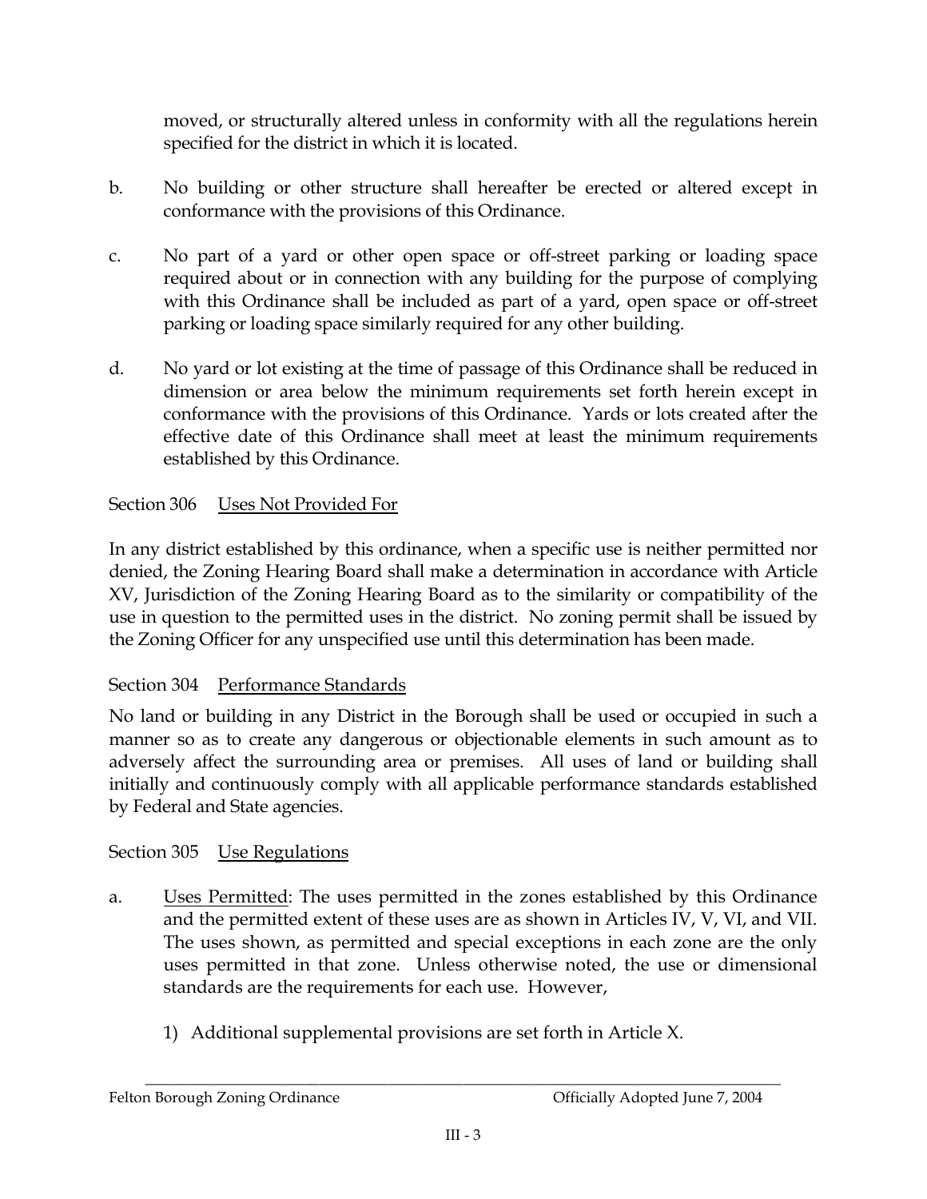moved, or structurally altered unless in conformity with all the regulations herein specified for the district in which it is located.

b. No building or other structure shall hereafter be erected or altered except in conformance with the provisions of this Ordinance.

c. No part of a yard or other open space or off-street parking or loading space required about or in connection with any building for the purpose of complying with this Ordinance shall be included as part of a yard, open space or off-street parking or loading space similarly required for any other building.

d. No yard or lot existing at the time of passage of this Ordinance shall be reduced in dimension or area below the minimum requirements set forth herein except in conformance with the provisions of this Ordinance. Yards or lots created after the effective date of this Ordinance shall meet at least the minimum requirements established by this Ordinance.

## Section 306 Uses Not Provided For

In any district established by this ordinance, when a specific use is neither permitted nor denied, the Zoning Hearing Board shall make a determination in accordance with Article XV, Jurisdiction of the Zoning Hearing Board as to the similarity or compatibility of the use in question to the permitted uses in the district. No zoning permit shall be issued by the Zoning Officer for any unspecified use until this determination has been made.

## Section 304 Performance Standards

No land or building in any District in the Borough shall be used or occupied in such a manner so as to create any dangerous or objectionable elements in such amount as to adversely affect the surrounding area or premises. All uses of land or building shall initially and continuously comply with all applicable performance standards established by Federal and State agencies.

## Section 305 Use Regulations

a. Uses Permitted: The uses permitted in the zones established by this Ordinance and the permitted extent of these uses are as shown in Articles IV, V, VI, and VII. The uses shown, as permitted and special exceptions in each zone are the only uses permitted in that zone. Unless otherwise noted, the use or dimensional standards are the requirements for each use. However,

   1) Additional supplemental provisions are set forth in Article X.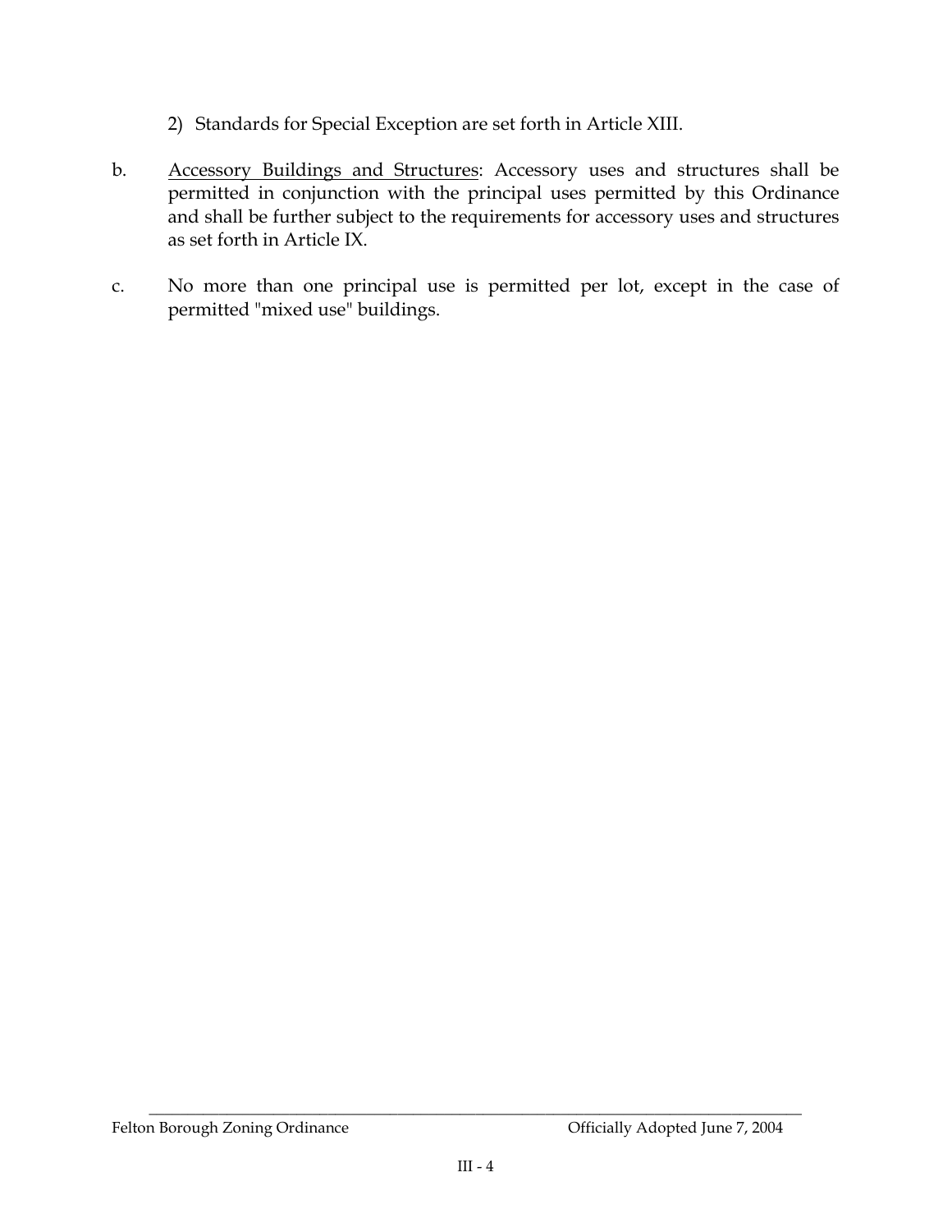2) Standards for Special Exception are set forth in Article XIII.

b. Accessory Buildings and Structures: Accessory uses and structures shall be permitted in conjunction with the principal uses permitted by this Ordinance and shall be further subject to the requirements for accessory uses and structures as set forth in Article IX.

c. No more than one principal use is permitted per lot, except in the case of permitted "mixed use" buildings.